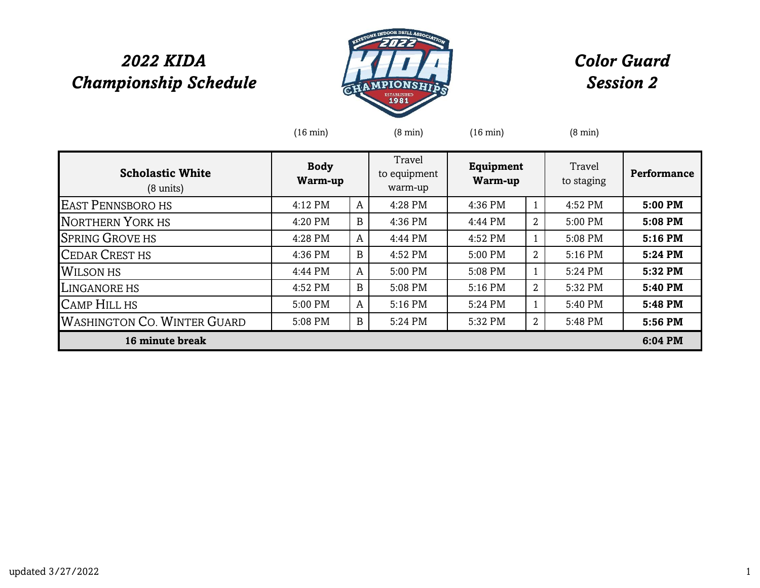# 2022 KIDA Championship Schedule

# Color Guard Session 2

| Scholastic White (8 units) | Body Warm-up (16 min) | | Travel to equipment warm-up (8 min) | Equipment Warm-up (16 min) | | Travel to staging (8 min) | Performance |
|---|---|---|---|---|---|---|---|
| East Pennsboro HS | 4:12 PM | A | 4:28 PM | 4:36 PM | 1 | 4:52 PM | **5:00 PM** |
| Northern York HS | 4:20 PM | B | 4:36 PM | 4:44 PM | 2 | 5:00 PM | **5:08 PM** |
| Spring Grove HS | 4:28 PM | A | 4:44 PM | 4:52 PM | 1 | 5:08 PM | **5:16 PM** |
| Cedar Crest HS | 4:36 PM | B | 4:52 PM | 5:00 PM | 2 | 5:16 PM | **5:24 PM** |
| Wilson HS | 4:44 PM | A | 5:00 PM | 5:08 PM | 1 | 5:24 PM | **5:32 PM** |
| Linganore HS | 4:52 PM | B | 5:08 PM | 5:16 PM | 2 | 5:32 PM | **5:40 PM** |
| Camp Hill HS | 5:00 PM | A | 5:16 PM | 5:24 PM | 1 | 5:40 PM | **5:48 PM** |
| Washington Co. Winter Guard | 5:08 PM | B | 5:24 PM | 5:32 PM | 2 | 5:48 PM | **5:56 PM** |
| **16 minute break** | | | | | | | **6:04 PM** |

updated 3/27/2022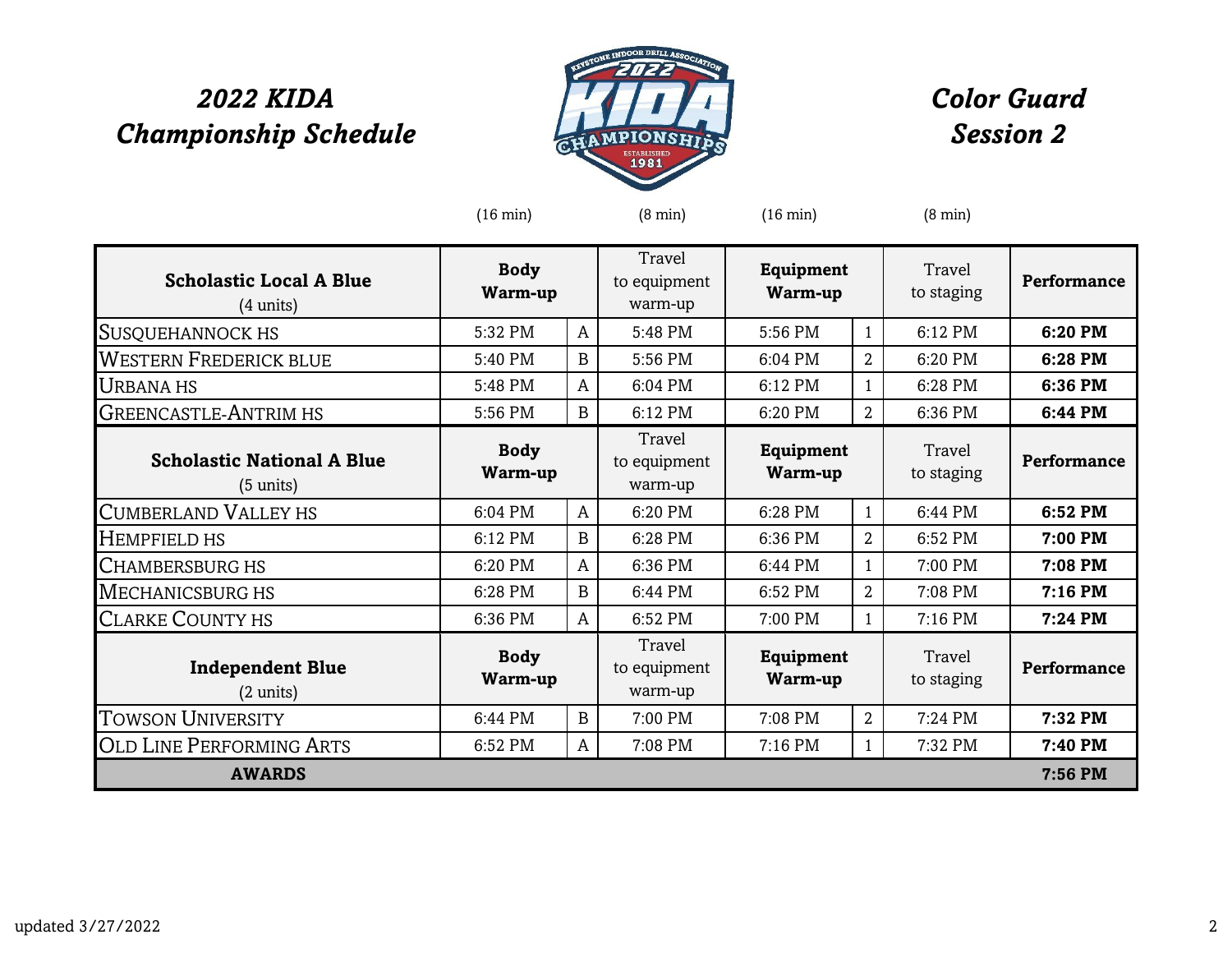# 2022 KIDA Championship Schedule

# Color Guard Session 2

| | (16 min) | | (8 min) | (16 min) | | (8 min) | |
|---|---|---|---|---|---|---|---|
| **Scholastic Local A Blue** (4 units) | **Body Warm-up** | | Travel to equipment warm-up | **Equipment Warm-up** | | Travel to staging | **Performance** |
| SUSQUEHANNOCK HS | 5:32 PM | A | 5:48 PM | 5:56 PM | 1 | 6:12 PM | **6:20 PM** |
| WESTERN FREDERICK BLUE | 5:40 PM | B | 5:56 PM | 6:04 PM | 2 | 6:20 PM | **6:28 PM** |
| URBANA HS | 5:48 PM | A | 6:04 PM | 6:12 PM | 1 | 6:28 PM | **6:36 PM** |
| GREENCASTLE-ANTRIM HS | 5:56 PM | B | 6:12 PM | 6:20 PM | 2 | 6:36 PM | **6:44 PM** |
| **Scholastic National A Blue** (5 units) | **Body Warm-up** | | Travel to equipment warm-up | **Equipment Warm-up** | | Travel to staging | **Performance** |
| CUMBERLAND VALLEY HS | 6:04 PM | A | 6:20 PM | 6:28 PM | 1 | 6:44 PM | **6:52 PM** |
| HEMPFIELD HS | 6:12 PM | B | 6:28 PM | 6:36 PM | 2 | 6:52 PM | **7:00 PM** |
| CHAMBERSBURG HS | 6:20 PM | A | 6:36 PM | 6:44 PM | 1 | 7:00 PM | **7:08 PM** |
| MECHANICSBURG HS | 6:28 PM | B | 6:44 PM | 6:52 PM | 2 | 7:08 PM | **7:16 PM** |
| CLARKE COUNTY HS | 6:36 PM | A | 6:52 PM | 7:00 PM | 1 | 7:16 PM | **7:24 PM** |
| **Independent Blue** (2 units) | **Body Warm-up** | | Travel to equipment warm-up | **Equipment Warm-up** | | Travel to staging | **Performance** |
| TOWSON UNIVERSITY | 6:44 PM | B | 7:00 PM | 7:08 PM | 2 | 7:24 PM | **7:32 PM** |
| OLD LINE PERFORMING ARTS | 6:52 PM | A | 7:08 PM | 7:16 PM | 1 | 7:32 PM | **7:40 PM** |
| **AWARDS** | | | | | | | **7:56 PM** |

updated 3/27/2022